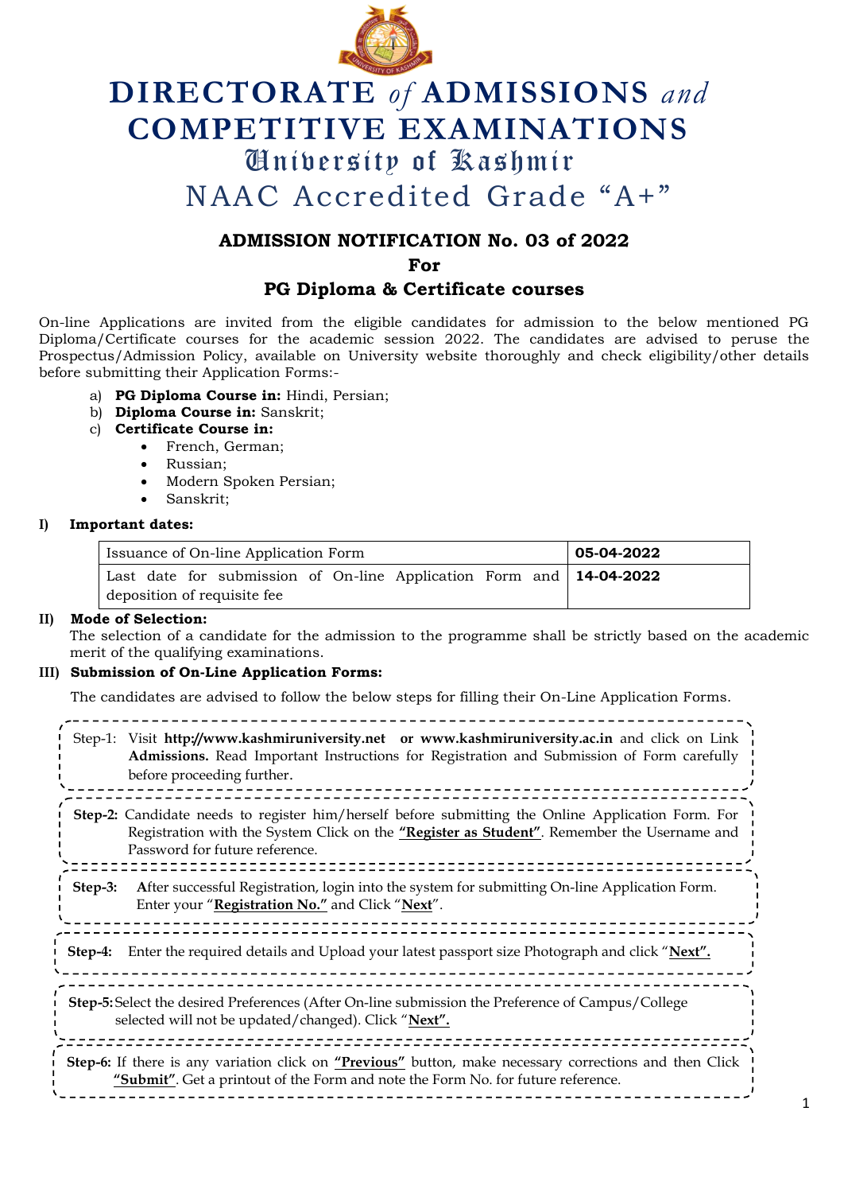# DIRECTORATE *of* ADMISSIONS *and* COMPETITIVE EXAMINATIONS

## University of Kashmir

## NAAC Accredited Grade "A+"

### ADMISSION NOTIFICATION No. 03 of 2022

### For

### PG Diploma & Certificate courses

On-line Applications are invited from the eligible candidates for admission to the below mentioned PG Diploma/Certificate courses for the academic session 2022. The candidates are advised to peruse the Prospectus/Admission Policy, available on University website thoroughly and check eligibility/other details before submitting their Application Forms:-

a) **PG Diploma Course in:** Hindi, Persian;
b) **Diploma Course in:** Sanskrit;
c) **Certificate Course in:**
   - French, German;
   - Russian;
   - Modern Spoken Persian;
   - Sanskrit;

**I) Important dates:**

| | |
|---|---|
| Issuance of On-line Application Form | **05-04-2022** |
| Last date for submission of On-line Application Form and deposition of requisite fee | **14-04-2022** |

**II) Mode of Selection:**

The selection of a candidate for the admission to the programme shall be strictly based on the academic merit of the qualifying examinations.

**III) Submission of On-Line Application Forms:**

The candidates are advised to follow the below steps for filling their On-Line Application Forms.

Step-1: Visit **http://www.kashmiruniversity.net or www.kashmiruniversity.ac.in** and click on Link **Admissions.** Read Important Instructions for Registration and Submission of Form carefully before proceeding further.

**Step-2:** Candidate needs to register him/herself before submitting the Online Application Form. For Registration with the System Click on the **"Register as Student"**. Remember the Username and Password for future reference.

**Step-3:** **A**fter successful Registration, login into the system for submitting On-line Application Form. Enter your "**Registration No."** and Click "**Next**".

**Step-4:** Enter the required details and Upload your latest passport size Photograph and click "**Next".**

**Step-5:** Select the desired Preferences (After On-line submission the Preference of Campus/College selected will not be updated/changed). Click "**Next".**

**Step-6:** If there is any variation click on **"Previous"** button, make necessary corrections and then Click **"Submit"**. Get a printout of the Form and note the Form No. for future reference.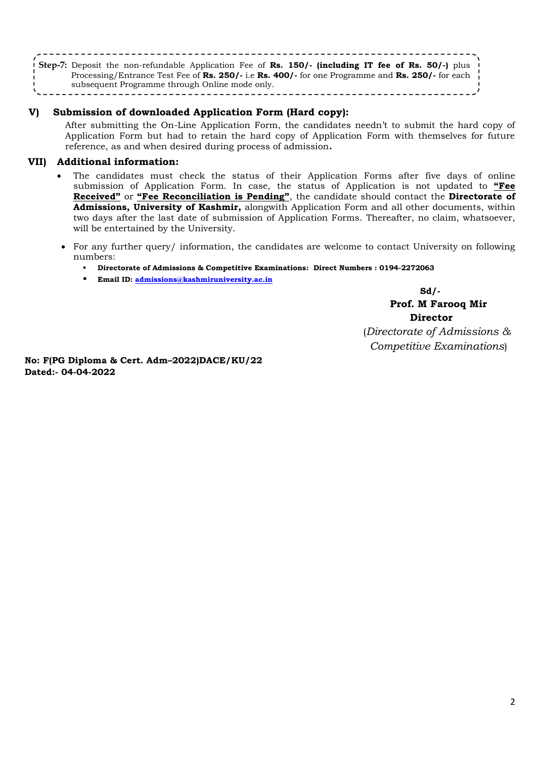**Step-7:** Deposit the non-refundable Application Fee of **Rs. 150/- (including IT fee of Rs. 50/-)** plus Processing/Entrance Test Fee of **Rs. 250/-** i.e **Rs. 400/-** for one Programme and **Rs. 250/-** for each subsequent Programme through Online mode only.

## V) Submission of downloaded Application Form (Hard copy):

After submitting the On-Line Application Form, the candidates needn't to submit the hard copy of Application Form but had to retain the hard copy of Application Form with themselves for future reference, as and when desired during process of admission**.**

## VII) Additional information:

- The candidates must check the status of their Application Forms after five days of online submission of Application Form. In case, the status of Application is not updated to **"Fee Received"** or **"Fee Reconciliation is Pending"**, the candidate should contact the **Directorate of Admissions, University of Kashmir,** alongwith Application Form and all other documents, within two days after the last date of submission of Application Forms. Thereafter, no claim, whatsoever, will be entertained by the University.

- For any further query/ information, the candidates are welcome to contact University on following numbers:
  - **Directorate of Admissions & Competitive Examinations: Direct Numbers : 0194-2272063**
  - **Email ID: admissions@kashmiruniversity.ac.in**

**Sd/-**
**Prof. M Farooq Mir**
**Director**
(*Directorate of Admissions & Competitive Examinations*)

**No: F(PG Diploma & Cert. Adm–2022)DACE/KU/22**
**Dated:- 04-04-2022**